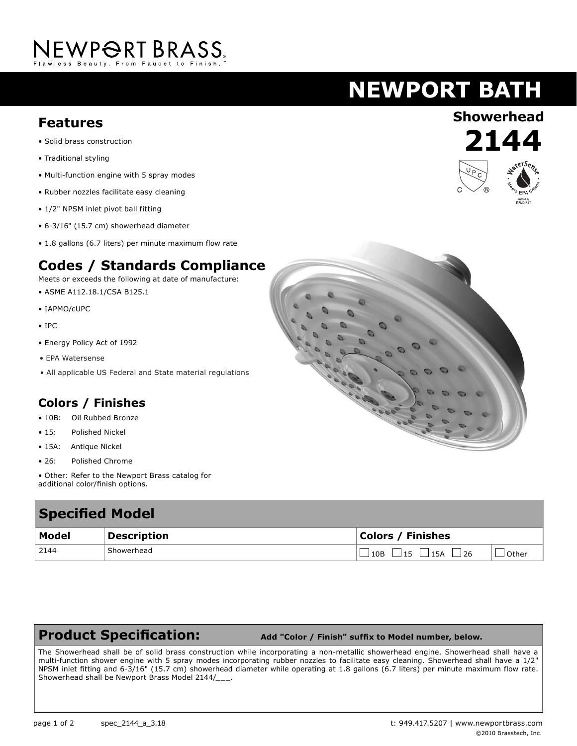# NEWPORT BRASS

Flawless Beauty. From Faucet to Finish.™

# NEWPORT BATH

## Showerhead

## 2144

## Features

- Solid brass construction
- Traditional styling
- Multi-function engine with 5 spray modes
- Rubber nozzles facilitate easy cleaning
- 1/2" NPSM inlet pivot ball fitting
- 6-3/16" (15.7 cm) showerhead diameter
- 1.8 gallons (6.7 liters) per minute maximum flow rate

## Codes / Standards Compliance

Meets or exceeds the following at date of manufacture:

- ASME A112.18.1/CSA B125.1
- IAPMO/cUPC
- IPC
- Energy Policy Act of 1992
- EPA Watersense
- All applicable US Federal and State material regulations

## Colors / Finishes

- 10B: Oil Rubbed Bronze
- 15: Polished Nickel
- 15A: Antique Nickel
- 26: Polished Chrome
- Other: Refer to the Newport Brass catalog for additional color/finish options.

## Specified Model

| Model | Description | Colors / Finishes | |
|---|---|---|---|
| 2144 | Showerhead | ☐ 10B ☐ 15 ☐ 15A ☐ 26 | ☐ Other |

## Product Specification: Add "Color / Finish" suffix to Model number, below.

The Showerhead shall be of solid brass construction while incorporating a non-metallic showerhead engine. Showerhead shall have a multi-function shower engine with 5 spray modes incorporating rubber nozzles to facilitate easy cleaning. Showerhead shall have a 1/2" NPSM inlet fitting and 6-3/16" (15.7 cm) showerhead diameter while operating at 1.8 gallons (6.7 liters) per minute maximum flow rate. Showerhead shall be Newport Brass Model 2144/___.

spec_2144_a_3.18

t: 949.417.5207 | www.newportbrass.com

©2010 Brasstech, Inc.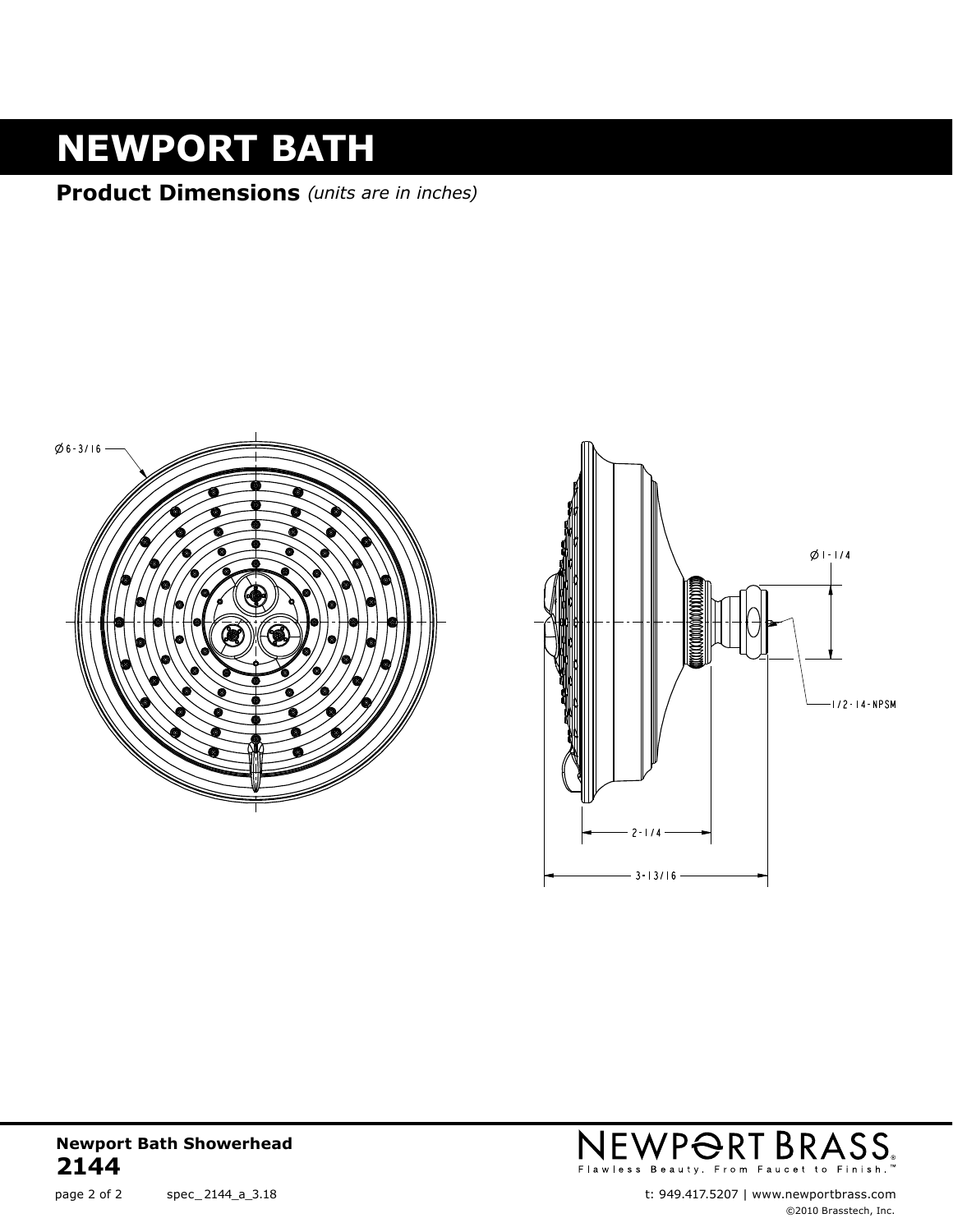# NEWPORT BATH

**Product Dimensions** *(units are in inches)*

Ø6-3/16

Ø1-1/4

1/2-14-NPSM

2-1/4

3-13/16

**Newport Bath Showerhead**
**2144**

spec_2144_a_3.18

NEWPORT BRASS®
Flawless Beauty. From Faucet to Finish.™

t: 949.417.5207 | www.newportbrass.com
©2010 Brasstech, Inc.